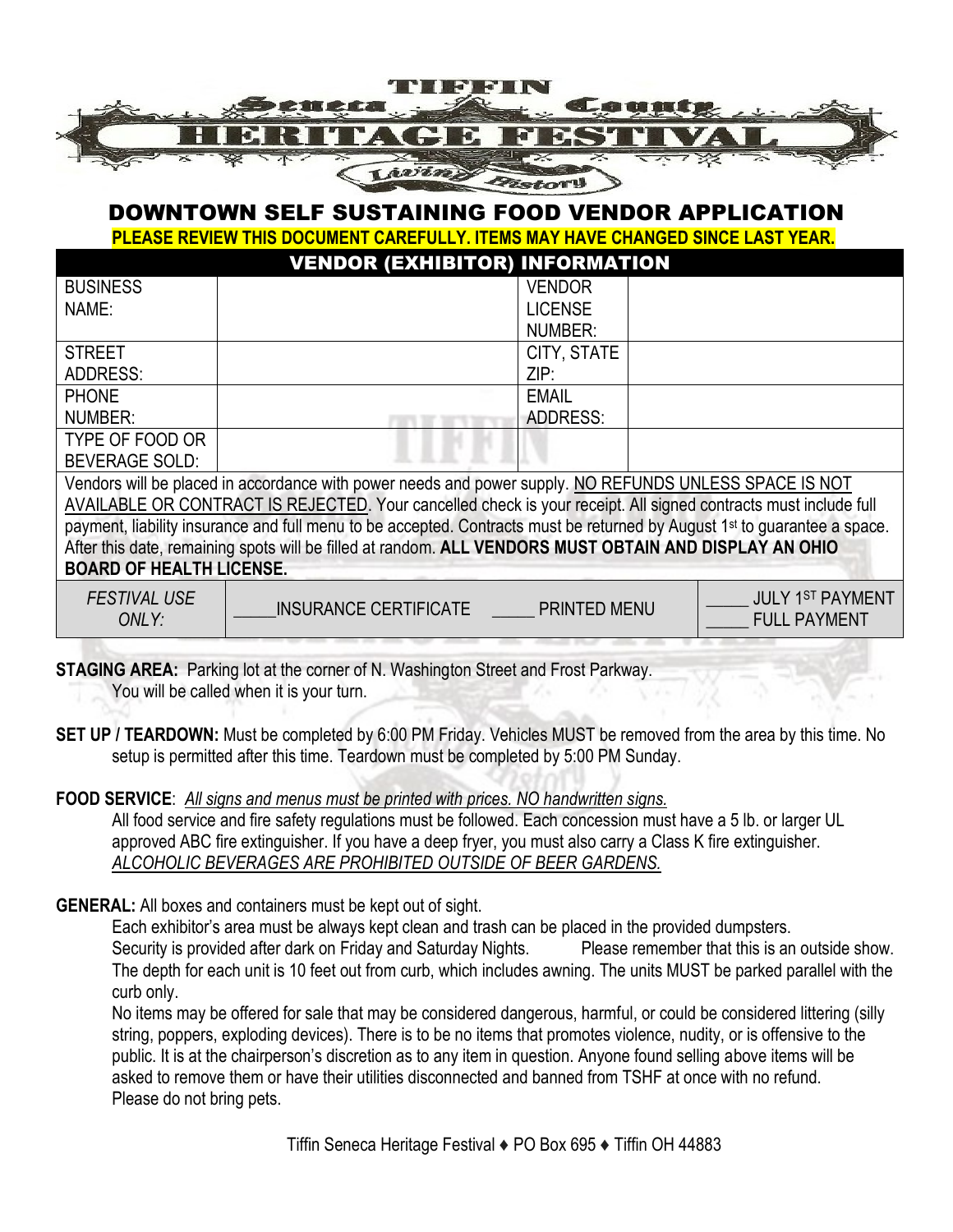# TIFFIN Seneca County HERITAGE FESTIVAL

Living History

## DOWNTOWN SELF SUSTAINING FOOD VENDOR APPLICATION

**PLEASE REVIEW THIS DOCUMENT CAREFULLY. ITEMS MAY HAVE CHANGED SINCE LAST YEAR.**

| VENDOR (EXHIBITOR) INFORMATION | | | |
|---|---|---|---|
| BUSINESS NAME: | | VENDOR LICENSE NUMBER: | |
| STREET ADDRESS: | | CITY, STATE ZIP: | |
| PHONE NUMBER: | | EMAIL ADDRESS: | |
| TYPE OF FOOD OR BEVERAGE SOLD: | | | |

Vendors will be placed in accordance with power needs and power supply. NO REFUNDS UNLESS SPACE IS NOT AVAILABLE OR CONTRACT IS REJECTED. Your cancelled check is your receipt. All signed contracts must include full payment, liability insurance and full menu to be accepted. Contracts must be returned by August 1st to guarantee a space. After this date, remaining spots will be filled at random. **ALL VENDORS MUST OBTAIN AND DISPLAY AN OHIO BOARD OF HEALTH LICENSE.**

| *FESTIVAL USE ONLY:* | _____INSURANCE CERTIFICATE _____ PRINTED MENU | _____ JULY 1ST PAYMENT _____ FULL PAYMENT |
|---|---|---|

**STAGING AREA:** Parking lot at the corner of N. Washington Street and Frost Parkway. You will be called when it is your turn.

**SET UP / TEARDOWN:** Must be completed by 6:00 PM Friday. Vehicles MUST be removed from the area by this time. No setup is permitted after this time. Teardown must be completed by 5:00 PM Sunday.

**FOOD SERVICE**: *All signs and menus must be printed with prices. NO handwritten signs.*
All food service and fire safety regulations must be followed. Each concession must have a 5 lb. or larger UL approved ABC fire extinguisher. If you have a deep fryer, you must also carry a Class K fire extinguisher.
*ALCOHOLIC BEVERAGES ARE PROHIBITED OUTSIDE OF BEER GARDENS.*

**GENERAL:** All boxes and containers must be kept out of sight.
Each exhibitor's area must be always kept clean and trash can be placed in the provided dumpsters.
Security is provided after dark on Friday and Saturday Nights. Please remember that this is an outside show.
The depth for each unit is 10 feet out from curb, which includes awning. The units MUST be parked parallel with the curb only.
No items may be offered for sale that may be considered dangerous, harmful, or could be considered littering (silly string, poppers, exploding devices). There is to be no items that promotes violence, nudity, or is offensive to the public. It is at the chairperson's discretion as to any item in question. Anyone found selling above items will be asked to remove them or have their utilities disconnected and banned from TSHF at once with no refund.
Please do not bring pets.

Tiffin Seneca Heritage Festival ♦ PO Box 695 ♦ Tiffin OH 44883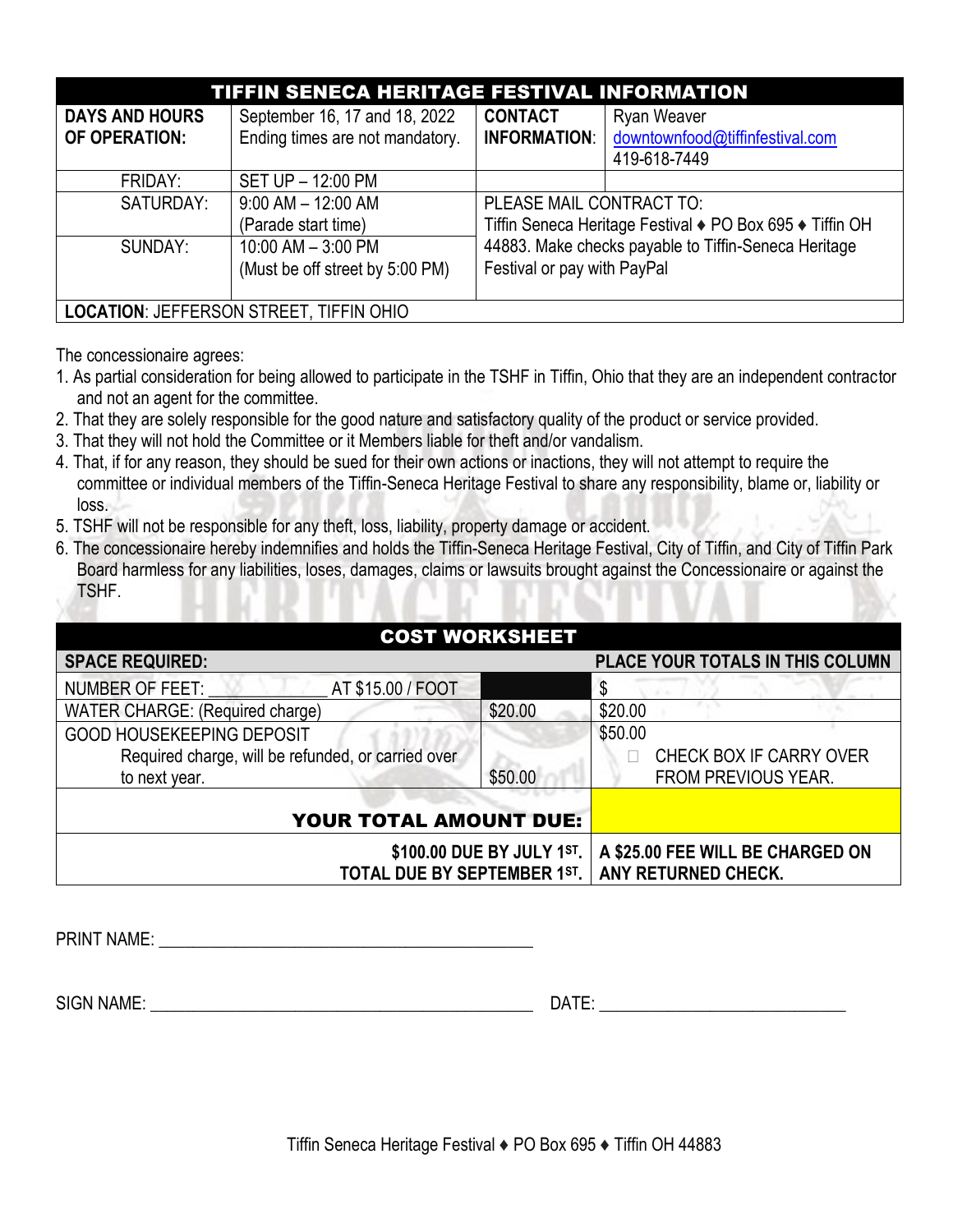| TIFFIN SENECA HERITAGE FESTIVAL INFORMATION | | | |
|---|---|---|---|
| **DAYS AND HOURS OF OPERATION:** | September 16, 17 and 18, 2022<br>Ending times are not mandatory. | **CONTACT INFORMATION**: | Ryan Weaver<br>downtownfood@tiffinfestival.com<br>419-618-7449 |
| FRIDAY: | SET UP – 12:00 PM | | |
| SATURDAY: | 9:00 AM – 12:00 AM<br>(Parade start time) | PLEASE MAIL CONTRACT TO:<br>Tiffin Seneca Heritage Festival ♦ PO Box 695 ♦ Tiffin OH 44883. Make checks payable to Tiffin-Seneca Heritage Festival or pay with PayPal | |
| SUNDAY: | 10:00 AM – 3:00 PM<br>(Must be off street by 5:00 PM) | | |
| **LOCATION**: JEFFERSON STREET, TIFFIN OHIO | | | |

The concessionaire agrees:

1. As partial consideration for being allowed to participate in the TSHF in Tiffin, Ohio that they are an independent contractor and not an agent for the committee.
2. That they are solely responsible for the good nature and satisfactory quality of the product or service provided.
3. That they will not hold the Committee or it Members liable for theft and/or vandalism.
4. That, if for any reason, they should be sued for their own actions or inactions, they will not attempt to require the committee or individual members of the Tiffin-Seneca Heritage Festival to share any responsibility, blame or, liability or loss.
5. TSHF will not be responsible for any theft, loss, liability, property damage or accident.
6. The concessionaire hereby indemnifies and holds the Tiffin-Seneca Heritage Festival, City of Tiffin, and City of Tiffin Park Board harmless for any liabilities, loses, damages, claims or lawsuits brought against the Concessionaire or against the TSHF.

| COST WORKSHEET | | |
|---|---|---|
| **SPACE REQUIRED:** | | **PLACE YOUR TOTALS IN THIS COLUMN** |
| NUMBER OF FEET: ____________ AT $15.00 / FOOT | | $ |
| WATER CHARGE: (Required charge) | $20.00 | $20.00 |
| GOOD HOUSEKEEPING DEPOSIT<br>Required charge, will be refunded, or carried over to next year. | $50.00 | $50.00<br>☐ CHECK BOX IF CARRY OVER FROM PREVIOUS YEAR. |
| **YOUR TOTAL AMOUNT DUE:** | | |
| **$100.00 DUE BY JULY 1ST.**<br>**TOTAL DUE BY SEPTEMBER 1ST.** | | **A $25.00 FEE WILL BE CHARGED ON ANY RETURNED CHECK.** |

PRINT NAME: ____________________________________________

SIGN NAME: ____________________________________________ DATE: ____________________________